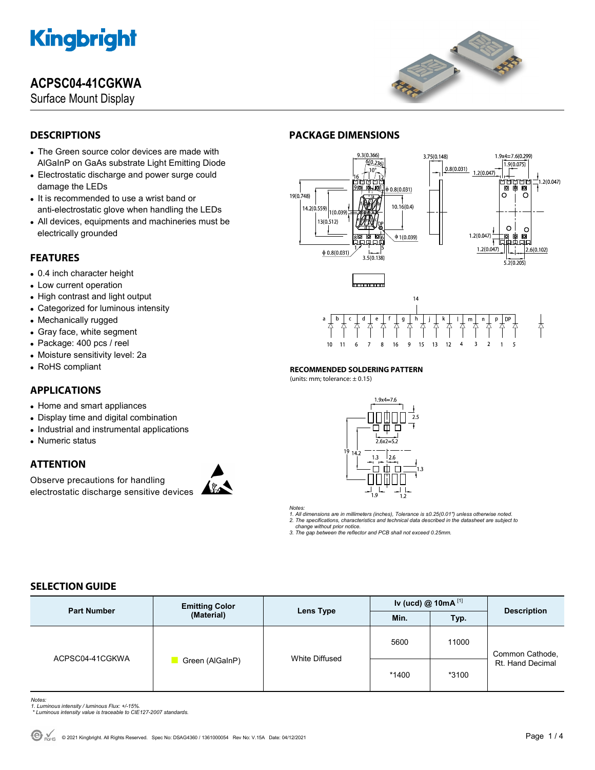# ACPSC04-41CGKWA

Surface Mount Display

## DESCRIPTIONS

- The Green source color devices are made with AlGaInP on GaAs substrate Light Emitting Diode
- Electrostatic discharge and power surge could damage the LEDs
- It is recommended to use a wrist band or anti-electrostatic glove when handling the LEDs
- All devices, equipments and machineries must be electrically grounded

## FEATURES

- 0.4 inch character height
- Low current operation
- High contrast and light output
- Categorized for luminous intensity
- Mechanically rugged
- Gray face, white segment
- Package: 400 pcs / reel
- Moisture sensitivity level: 2a
- RoHS compliant

## APPLICATIONS

- Home and smart appliances
- Display time and digital combination
- Industrial and instrumental applications
- Numeric status

## ATTENTION

Observe precautions for handling electrostatic discharge sensitive devices

## PACKAGE DIMENSIONS

### RECOMMENDED SOLDERING PATTERN

(units: mm; tolerance: ± 0.15)

*Notes:*
*1. All dimensions are in millimeters (inches), Tolerance is ±0.25(0.01") unless otherwise noted.*
*2. The specifications, characteristics and technical data described in the datasheet are subject to change without prior notice.*
*3. The gap between the reflector and PCB shall not exceed 0.25mm.*

## SELECTION GUIDE

| Part Number | Emitting Color (Material) | Lens Type | Iv (ucd) @ 10mA [1] | | Description |
|---|---|---|---|---|---|
| | | | Min. | Typ. | |
| ACPSC04-41CGKWA | Green (AlGaInP) | White Diffused | 5600 | 11000 | Common Cathode, Rt. Hand Decimal |
| | | | *1400 | *3100 | |

*Notes:*
*1. Luminous intensity / luminous Flux: +/-15%.*
*\* Luminous intensity value is traceable to CIE127-2007 standards.*

© 2021 Kingbright. All Rights Reserved. Spec No: DSAG4360 / 1361000054 Rev No: V.15A Date: 04/12/2021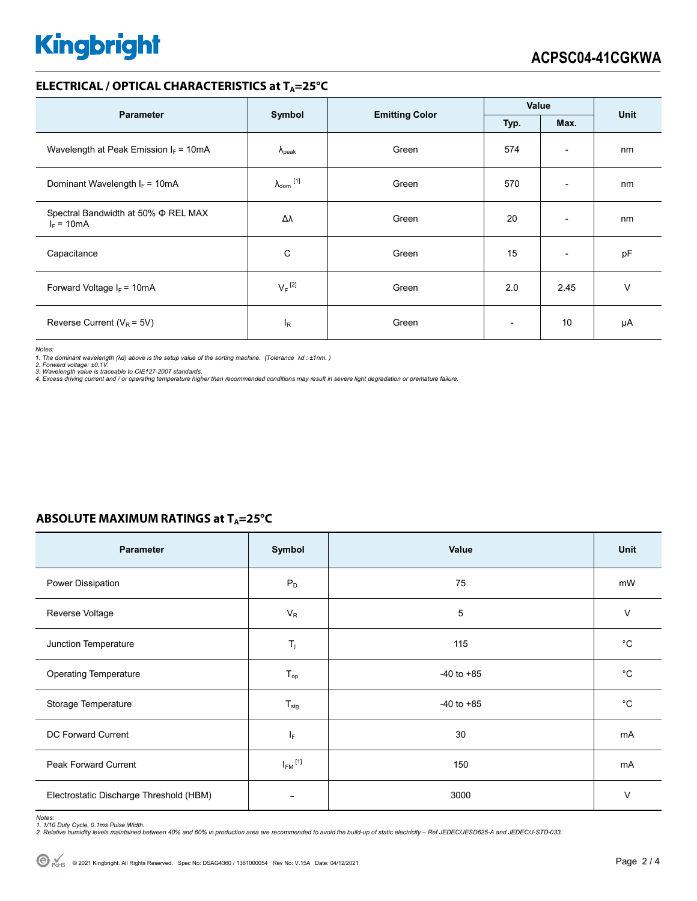## ELECTRICAL / OPTICAL CHARACTERISTICS at $T_A$=25°C

| Parameter | Symbol | Emitting Color | Value | | Unit |
|---|---|---|---|---|---|
| | | | Typ. | Max. | |
| Wavelength at Peak Emission $I_F$ = 10mA | $\lambda_{peak}$ | Green | 574 | - | nm |
| Dominant Wavelength $I_F$ = 10mA | $\lambda_{dom}$ [1] | Green | 570 | - | nm |
| Spectral Bandwidth at 50% Φ REL MAX $I_F$ = 10mA | Δλ | Green | 20 | - | nm |
| Capacitance | C | Green | 15 | - | pF |
| Forward Voltage $I_F$ = 10mA | $V_F$ [2] | Green | 2.0 | 2.45 | V |
| Reverse Current ($V_R$ = 5V) | $I_R$ | Green | - | 10 | μA |

*Notes:*
*1. The dominant wavelength (λd) above is the setup value of the sorting machine. (Tolerance λd : ±1nm. )*
*2. Forward voltage: ±0.1V.*
*3. Wavelength value is traceable to CIE127-2007 standards.*
*4. Excess driving current and / or operating temperature higher than recommended conditions may result in severe light degradation or premature failure.*

## ABSOLUTE MAXIMUM RATINGS at $T_A$=25°C

| Parameter | Symbol | Value | Unit |
|---|---|---|---|
| Power Dissipation | $P_D$ | 75 | mW |
| Reverse Voltage | $V_R$ | 5 | V |
| Junction Temperature | $T_j$ | 115 | °C |
| Operating Temperature | $T_{op}$ | -40 to +85 | °C |
| Storage Temperature | $T_{stg}$ | -40 to +85 | °C |
| DC Forward Current | $I_F$ | 30 | mA |
| Peak Forward Current | $I_{FM}$ [1] | 150 | mA |
| Electrostatic Discharge Threshold (HBM) | - | 3000 | V |

*Notes:*
*1. 1/10 Duty Cycle, 0.1ms Pulse Width.*
*2. Relative humidity levels maintained between 40% and 60% in production area are recommended to avoid the build-up of static electricity – Ref JEDEC/JESD625-A and JEDEC/J-STD-033.*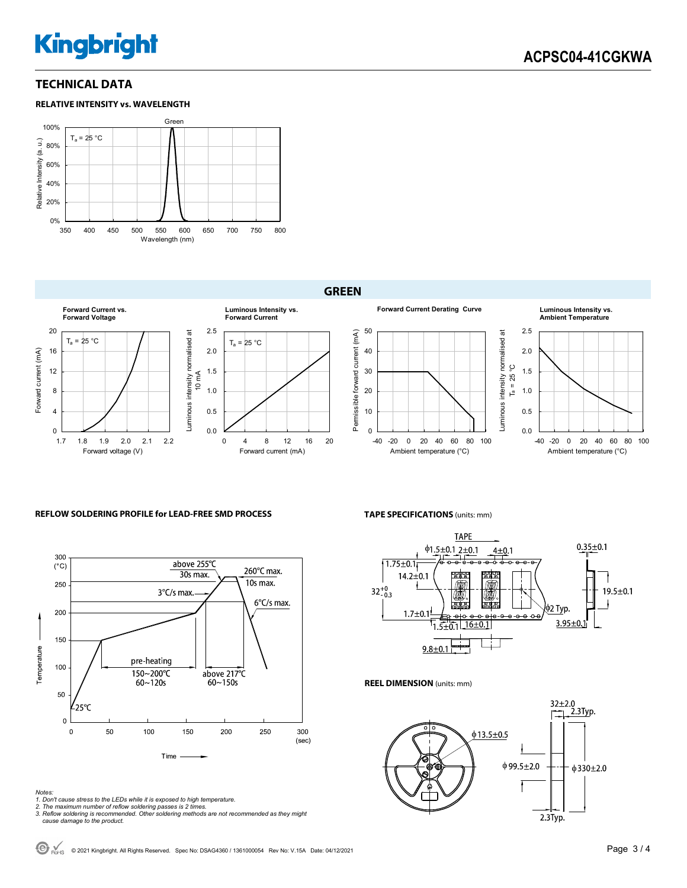## TECHNICAL DATA

### RELATIVE INTENSITY vs. WAVELENGTH

### GREEN

Forward Current vs. Forward Voltage

Luminous Intensity vs. Forward Current

Forward Current Derating Curve

Luminous Intensity vs. Ambient Temperature

### REFLOW SOLDERING PROFILE for LEAD-FREE SMD PROCESS

### TAPE SPECIFICATIONS (units: mm)

### REEL DIMENSION (units: mm)

*Notes:*
*1. Don't cause stress to the LEDs while it is exposed to high temperature.*
*2. The maximum number of reflow soldering passes is 2 times.*
*3. Reflow soldering is recommended. Other soldering methods are not recommended as they might cause damage to the product.*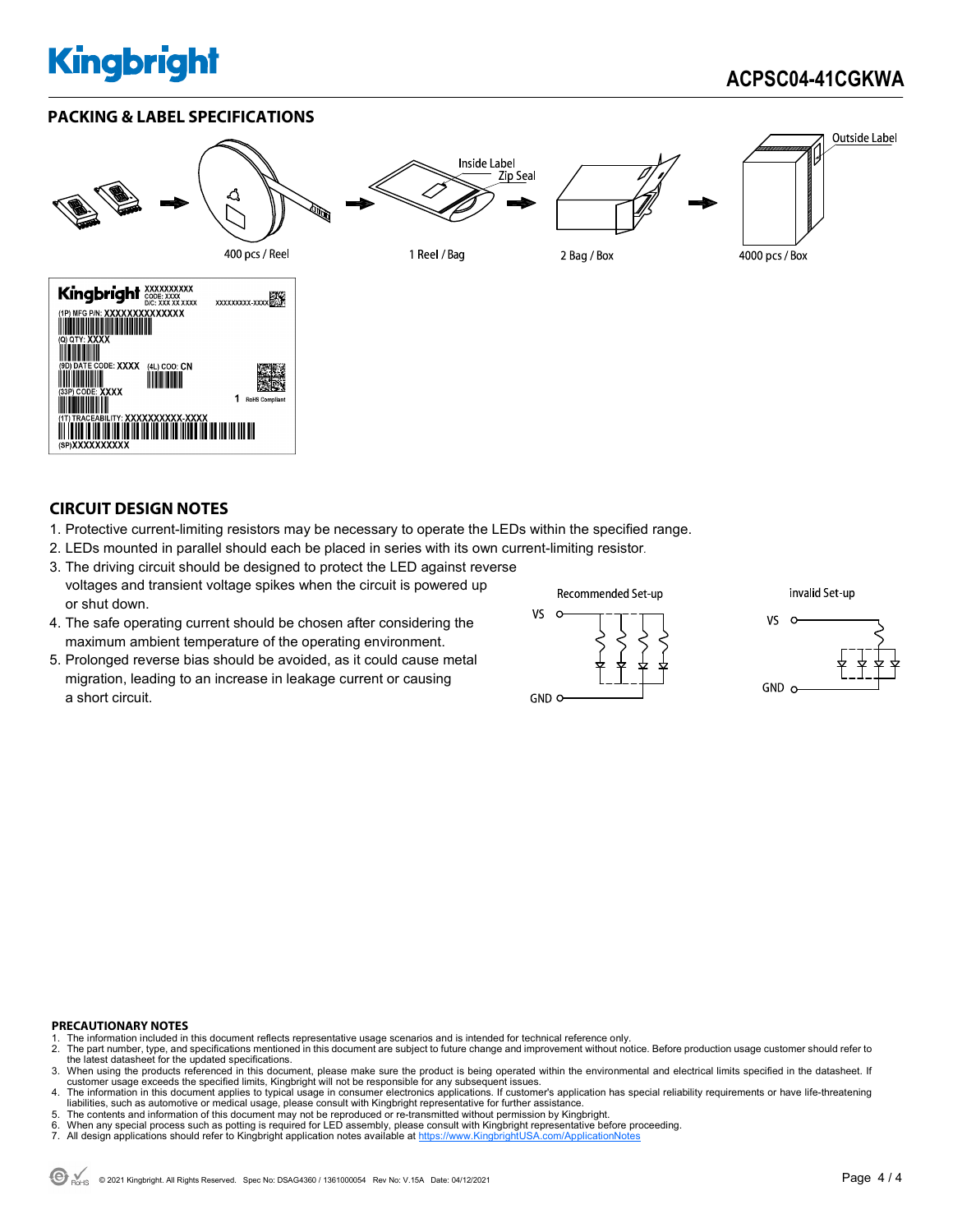## PACKING & LABEL SPECIFICATIONS

400 pcs / Reel

Inside Label

Zip Seal

1 Reel / Bag

2 Bag / Box

Outside Label

4000 pcs / Box

Kingbright XXXXXXXXXX
CODE: XXXX
D/C: XXX XX XXXX
XXXXXXXXX-XXXX
(1P) MFG P/N: XXXXXXXXXXXXXX
(Q) QTY: XXXX
(9D) DATE CODE: XXXX (4L) COO: CN
(33P) CODE: XXXX
1 RoHS Compliant
(1T) TRACEABILITY: XXXXXXXXXX-XXXX
(SP)XXXXXXXXXX

## CIRCUIT DESIGN NOTES

1. Protective current-limiting resistors may be necessary to operate the LEDs within the specified range.
2. LEDs mounted in parallel should each be placed in series with its own current-limiting resistor.
3. The driving circuit should be designed to protect the LED against reverse voltages and transient voltage spikes when the circuit is powered up or shut down.
4. The safe operating current should be chosen after considering the maximum ambient temperature of the operating environment.
5. Prolonged reverse bias should be avoided, as it could cause metal migration, leading to an increase in leakage current or causing a short circuit.

Recommended Set-up

VS

GND

invalid Set-up

VS

GND

### PRECAUTIONARY NOTES

1. The information included in this document reflects representative usage scenarios and is intended for technical reference only.
2. The part number, type, and specifications mentioned in this document are subject to future change and improvement without notice. Before production usage customer should refer to the latest datasheet for the updated specifications.
3. When using the products referenced in this document, please make sure the product is being operated within the environmental and electrical limits specified in the datasheet. If customer usage exceeds the specified limits, Kingbright will not be responsible for any subsequent issues.
4. The information in this document applies to typical usage in consumer electronics applications. If customer's application has special reliability requirements or have life-threatening liabilities, such as automotive or medical usage, please consult with Kingbright representative for further assistance.
5. The contents and information of this document may not be reproduced or re-transmitted without permission by Kingbright.
6. When any special process such as potting is required for LED assembly, please consult with Kingbright representative before proceeding.
7. All design applications should refer to Kingbright application notes available at https://www.KingbrightUSA.com/ApplicationNotes

© 2021 Kingbright. All Rights Reserved. Spec No: DSAG4360 / 1361000054 Rev No: V.15A Date: 04/12/2021